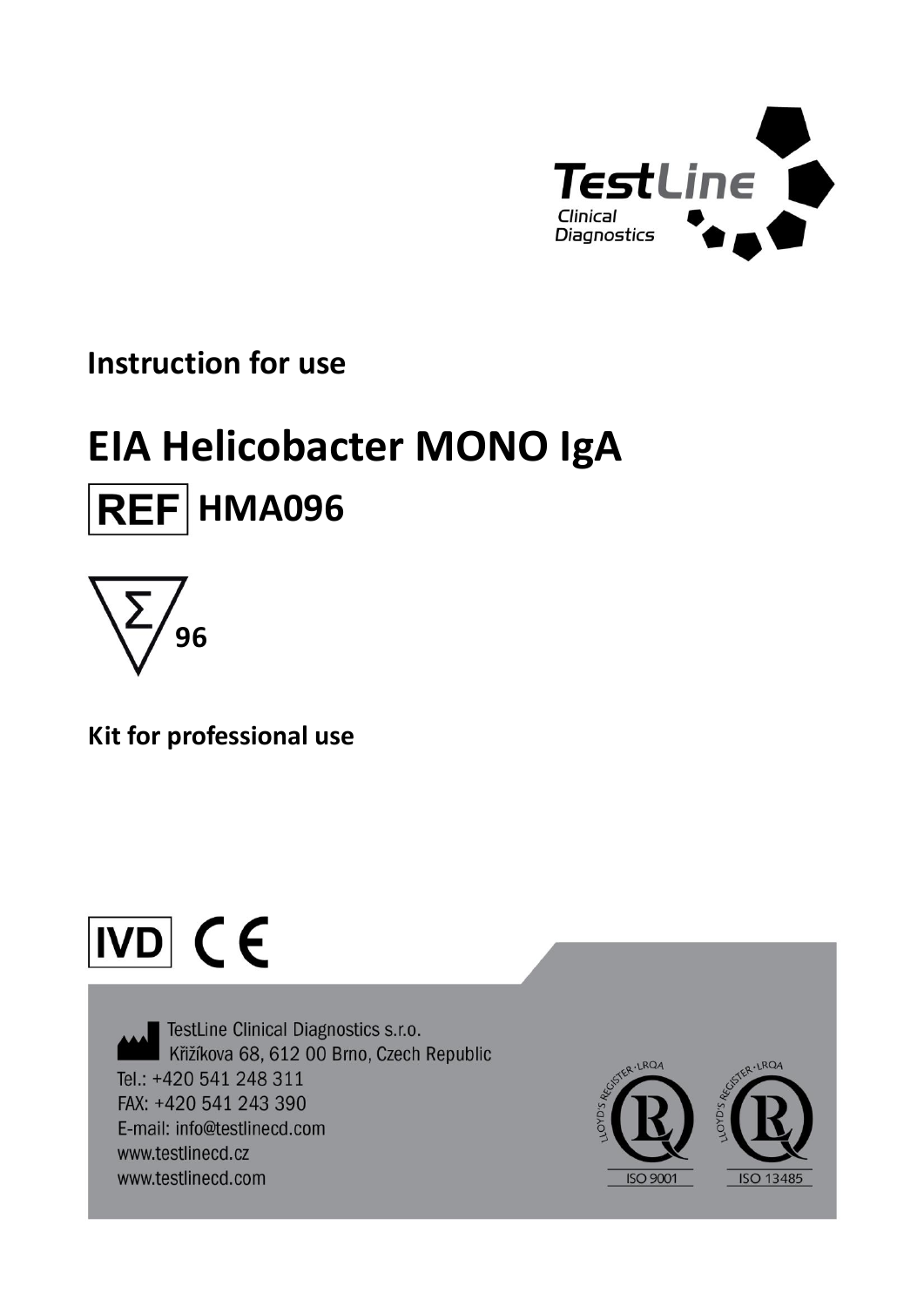TestLine Clinical Diagnostics

**Instruction for use**

# EIA Helicobacter MONO IgA

**REF HMA096**

Σ 96

**Kit for professional use**

IVD CE

TestLine Clinical Diagnostics s.r.o.
Křížkova 68, 612 00 Brno, Czech Republic
Tel.: +420 541 248 311
FAX: +420 541 243 390
E-mail: info@testlinecd.com
www.testlinecd.cz
www.testlinecd.com

ISO 9001 ISO 13485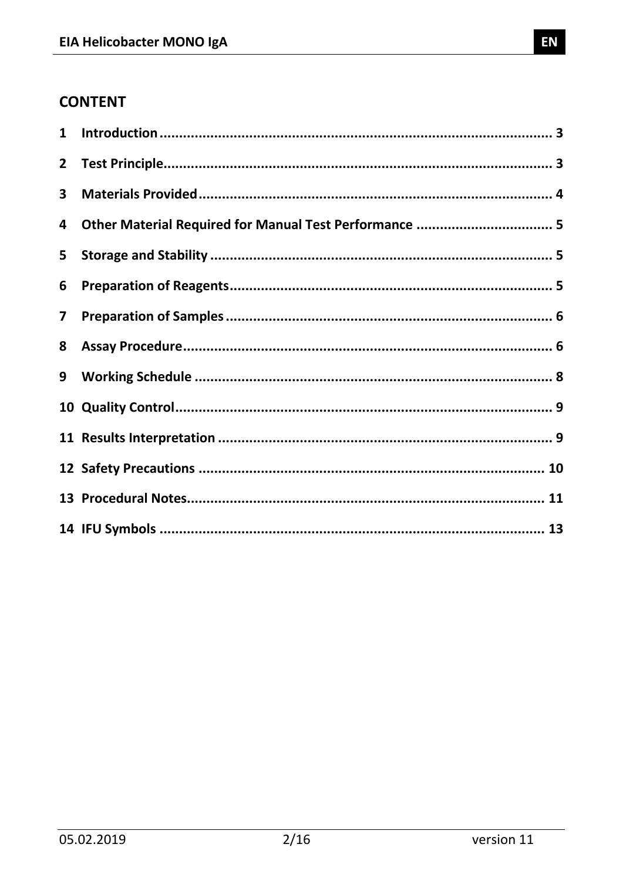## CONTENT

1 Introduction ..... 3
2 Test Principle ..... 3
3 Materials Provided ..... 4
4 Other Material Required for Manual Test Performance ..... 5
5 Storage and Stability ..... 5
6 Preparation of Reagents ..... 5
7 Preparation of Samples ..... 6
8 Assay Procedure ..... 6
9 Working Schedule ..... 8
10 Quality Control ..... 9
11 Results Interpretation ..... 9
12 Safety Precautions ..... 10
13 Procedural Notes ..... 11
14 IFU Symbols ..... 13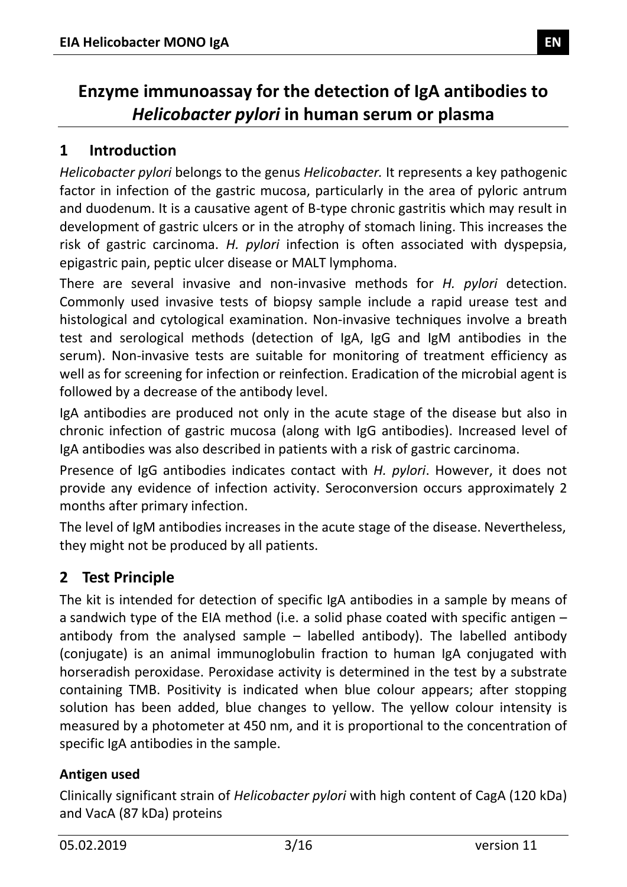# Enzyme immunoassay for the detection of IgA antibodies to *Helicobacter pylori* in human serum or plasma

## 1 Introduction

*Helicobacter pylori* belongs to the genus *Helicobacter.* It represents a key pathogenic factor in infection of the gastric mucosa, particularly in the area of pyloric antrum and duodenum. It is a causative agent of B-type chronic gastritis which may result in development of gastric ulcers or in the atrophy of stomach lining. This increases the risk of gastric carcinoma. *H. pylori* infection is often associated with dyspepsia, epigastric pain, peptic ulcer disease or MALT lymphoma.

There are several invasive and non-invasive methods for *H. pylori* detection. Commonly used invasive tests of biopsy sample include a rapid urease test and histological and cytological examination. Non-invasive techniques involve a breath test and serological methods (detection of IgA, IgG and IgM antibodies in the serum). Non-invasive tests are suitable for monitoring of treatment efficiency as well as for screening for infection or reinfection. Eradication of the microbial agent is followed by a decrease of the antibody level.

IgA antibodies are produced not only in the acute stage of the disease but also in chronic infection of gastric mucosa (along with IgG antibodies). Increased level of IgA antibodies was also described in patients with a risk of gastric carcinoma.

Presence of IgG antibodies indicates contact with *H. pylori*. However, it does not provide any evidence of infection activity. Seroconversion occurs approximately 2 months after primary infection.

The level of IgM antibodies increases in the acute stage of the disease. Nevertheless, they might not be produced by all patients.

## 2 Test Principle

The kit is intended for detection of specific IgA antibodies in a sample by means of a sandwich type of the EIA method (i.e. a solid phase coated with specific antigen – antibody from the analysed sample – labelled antibody). The labelled antibody (conjugate) is an animal immunoglobulin fraction to human IgA conjugated with horseradish peroxidase. Peroxidase activity is determined in the test by a substrate containing TMB. Positivity is indicated when blue colour appears; after stopping solution has been added, blue changes to yellow. The yellow colour intensity is measured by a photometer at 450 nm, and it is proportional to the concentration of specific IgA antibodies in the sample.

### Antigen used

Clinically significant strain of *Helicobacter pylori* with high content of CagA (120 kDa) and VacA (87 kDa) proteins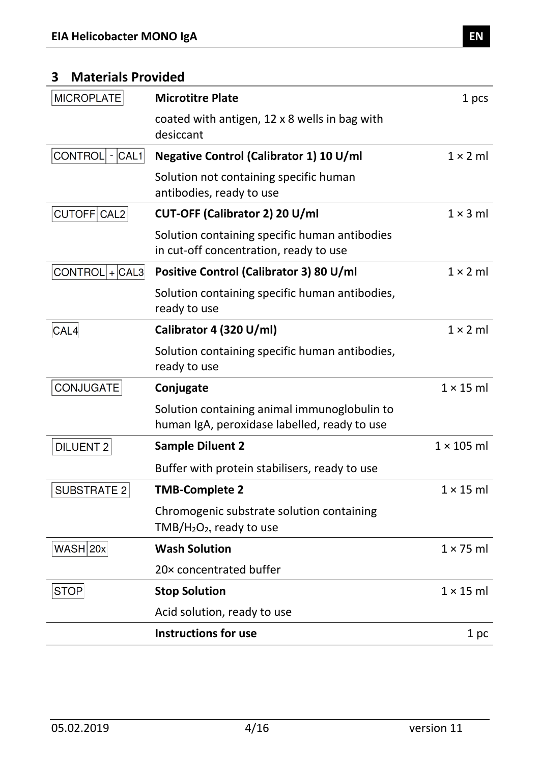## 3 Materials Provided

| Symbol | Component | Quantity |
|---|---|---|
| MICROPLATE | **Microtitre Plate** | 1 pcs |
| | coated with antigen, 12 x 8 wells in bag with desiccant | |
| CONTROL - CAL1 | **Negative Control (Calibrator 1) 10 U/ml** | 1 × 2 ml |
| | Solution not containing specific human antibodies, ready to use | |
| CUTOFF CAL2 | **CUT-OFF (Calibrator 2) 20 U/ml** | 1 × 3 ml |
| | Solution containing specific human antibodies in cut-off concentration, ready to use | |
| CONTROL + CAL3 | **Positive Control (Calibrator 3) 80 U/ml** | 1 × 2 ml |
| | Solution containing specific human antibodies, ready to use | |
| CAL4 | **Calibrator 4 (320 U/ml)** | 1 × 2 ml |
| | Solution containing specific human antibodies, ready to use | |
| CONJUGATE | **Conjugate** | 1 × 15 ml |
| | Solution containing animal immunoglobulin to human IgA, peroxidase labelled, ready to use | |
| DILUENT 2 | **Sample Diluent 2** | 1 × 105 ml |
| | Buffer with protein stabilisers, ready to use | |
| SUBSTRATE 2 | **TMB-Complete 2** | 1 × 15 ml |
| | Chromogenic substrate solution containing TMB/$H_2O_2$, ready to use | |
| WASH 20x | **Wash Solution** | 1 × 75 ml |
| | 20× concentrated buffer | |
| STOP | **Stop Solution** | 1 × 15 ml |
| | Acid solution, ready to use | |
| | **Instructions for use** | 1 pc |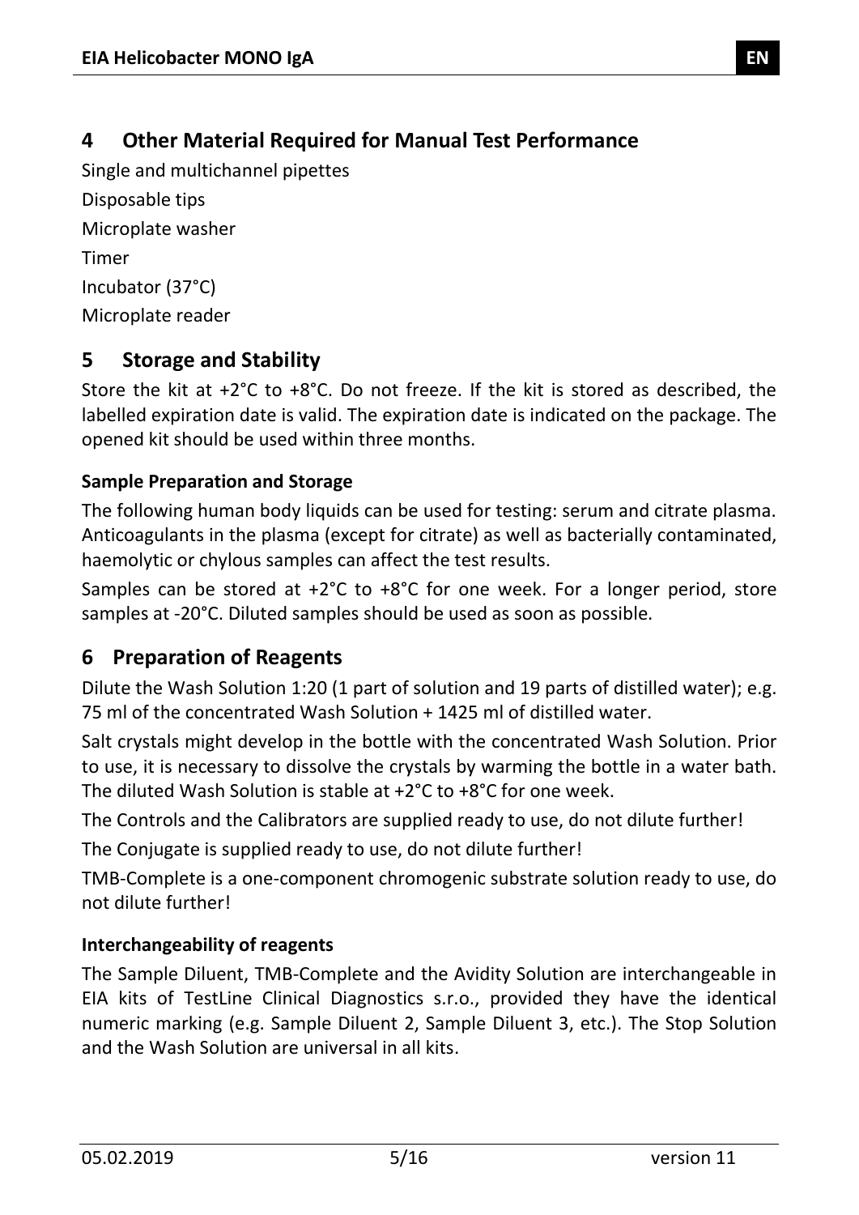## 4 Other Material Required for Manual Test Performance

Single and multichannel pipettes

Disposable tips

Microplate washer

Timer

Incubator (37°C)

Microplate reader

## 5 Storage and Stability

Store the kit at +2°C to +8°C. Do not freeze. If the kit is stored as described, the labelled expiration date is valid. The expiration date is indicated on the package. The opened kit should be used within three months.

### Sample Preparation and Storage

The following human body liquids can be used for testing: serum and citrate plasma. Anticoagulants in the plasma (except for citrate) as well as bacterially contaminated, haemolytic or chylous samples can affect the test results.

Samples can be stored at +2°C to +8°C for one week. For a longer period, store samples at -20°C. Diluted samples should be used as soon as possible.

## 6 Preparation of Reagents

Dilute the Wash Solution 1:20 (1 part of solution and 19 parts of distilled water); e.g. 75 ml of the concentrated Wash Solution + 1425 ml of distilled water.

Salt crystals might develop in the bottle with the concentrated Wash Solution. Prior to use, it is necessary to dissolve the crystals by warming the bottle in a water bath. The diluted Wash Solution is stable at +2°C to +8°C for one week.

The Controls and the Calibrators are supplied ready to use, do not dilute further!

The Conjugate is supplied ready to use, do not dilute further!

TMB-Complete is a one-component chromogenic substrate solution ready to use, do not dilute further!

### Interchangeability of reagents

The Sample Diluent, TMB-Complete and the Avidity Solution are interchangeable in EIA kits of TestLine Clinical Diagnostics s.r.o., provided they have the identical numeric marking (e.g. Sample Diluent 2, Sample Diluent 3, etc.). The Stop Solution and the Wash Solution are universal in all kits.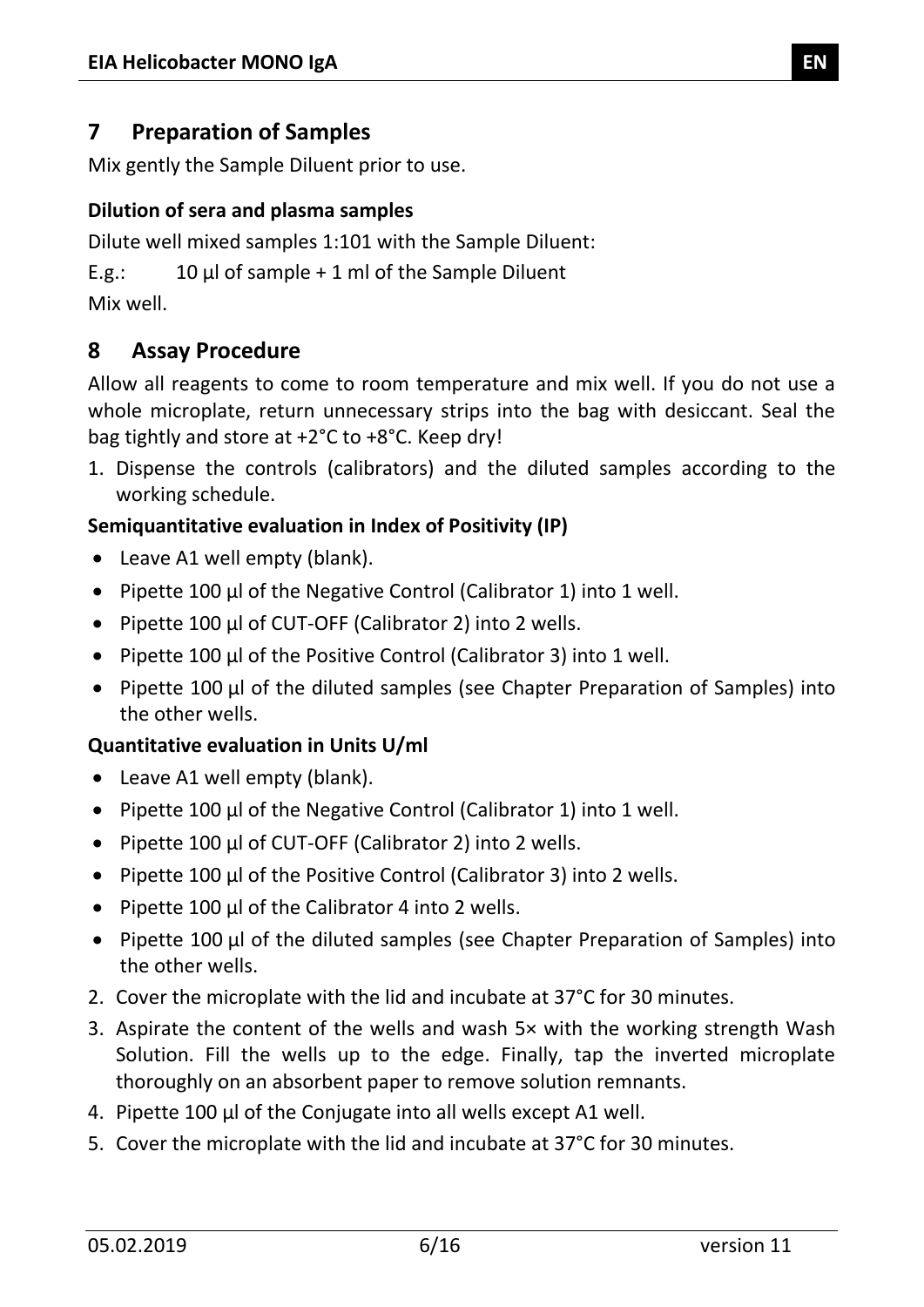## 7 Preparation of Samples

Mix gently the Sample Diluent prior to use.

**Dilution of sera and plasma samples**

Dilute well mixed samples 1:101 with the Sample Diluent:

E.g.: 10 µl of sample + 1 ml of the Sample Diluent

Mix well.

## 8 Assay Procedure

Allow all reagents to come to room temperature and mix well. If you do not use a whole microplate, return unnecessary strips into the bag with desiccant. Seal the bag tightly and store at +2°C to +8°C. Keep dry!

1. Dispense the controls (calibrators) and the diluted samples according to the working schedule.

**Semiquantitative evaluation in Index of Positivity (IP)**

- Leave A1 well empty (blank).
- Pipette 100 µl of the Negative Control (Calibrator 1) into 1 well.
- Pipette 100 µl of CUT-OFF (Calibrator 2) into 2 wells.
- Pipette 100 µl of the Positive Control (Calibrator 3) into 1 well.
- Pipette 100 µl of the diluted samples (see Chapter Preparation of Samples) into the other wells.

**Quantitative evaluation in Units U/ml**

- Leave A1 well empty (blank).
- Pipette 100 µl of the Negative Control (Calibrator 1) into 1 well.
- Pipette 100 µl of CUT-OFF (Calibrator 2) into 2 wells.
- Pipette 100 µl of the Positive Control (Calibrator 3) into 2 wells.
- Pipette 100 µl of the Calibrator 4 into 2 wells.
- Pipette 100 µl of the diluted samples (see Chapter Preparation of Samples) into the other wells.

2. Cover the microplate with the lid and incubate at 37°C for 30 minutes.
3. Aspirate the content of the wells and wash 5× with the working strength Wash Solution. Fill the wells up to the edge. Finally, tap the inverted microplate thoroughly on an absorbent paper to remove solution remnants.
4. Pipette 100 µl of the Conjugate into all wells except A1 well.
5. Cover the microplate with the lid and incubate at 37°C for 30 minutes.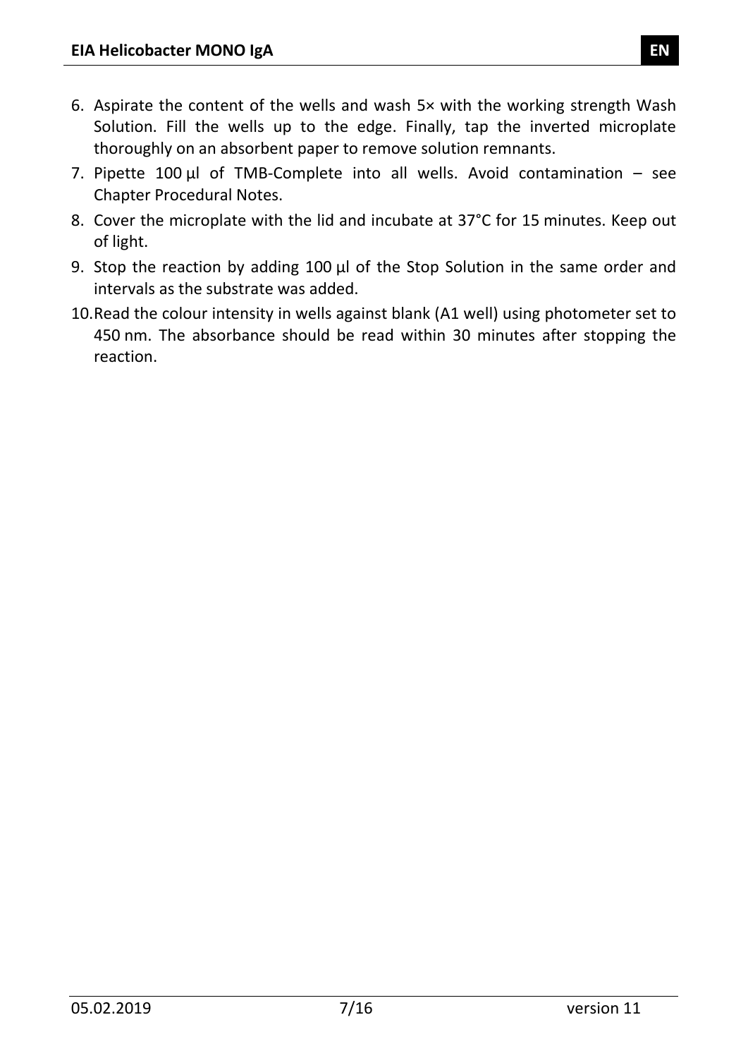6. Aspirate the content of the wells and wash 5× with the working strength Wash Solution. Fill the wells up to the edge. Finally, tap the inverted microplate thoroughly on an absorbent paper to remove solution remnants.
7. Pipette 100 µl of TMB-Complete into all wells. Avoid contamination – see Chapter Procedural Notes.
8. Cover the microplate with the lid and incubate at 37°C for 15 minutes. Keep out of light.
9. Stop the reaction by adding 100 µl of the Stop Solution in the same order and intervals as the substrate was added.
10. Read the colour intensity in wells against blank (A1 well) using photometer set to 450 nm. The absorbance should be read within 30 minutes after stopping the reaction.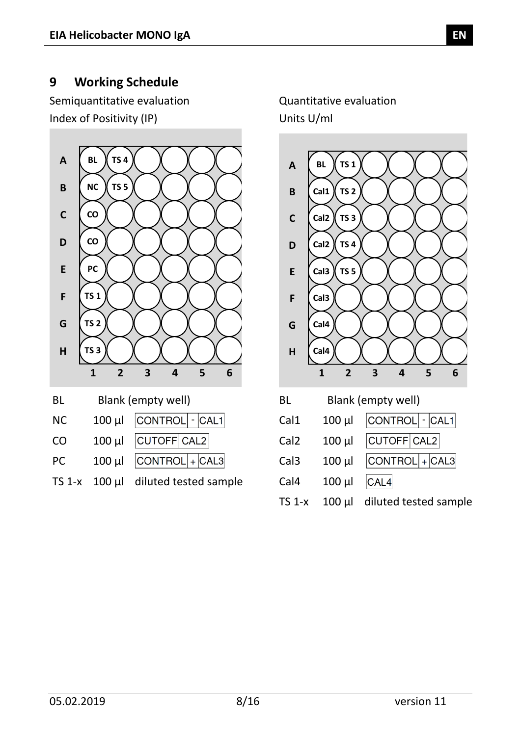# 9 Working Schedule

## Semiquantitative evaluation

Index of Positivity (IP)

| | 1 | 2 | 3 | 4 | 5 | 6 |
|---|---|---|---|---|---|---|
| A | BL | TS 4 | | | | |
| B | NC | TS 5 | | | | |
| C | CO | | | | | |
| D | CO | | | | | |
| E | PC | | | | | |
| F | TS 1 | | | | | |
| G | TS 2 | | | | | |
| H | TS 3 | | | | | |

| | | |
|---|---|---|
| BL | Blank (empty well) | |
| NC | 100 µl | CONTROL - CAL1 |
| CO | 100 µl | CUTOFF CAL2 |
| PC | 100 µl | CONTROL + CAL3 |
| TS 1-x | 100 µl | diluted tested sample |

## Quantitative evaluation

Units U/ml

| | 1 | 2 | 3 | 4 | 5 | 6 |
|---|---|---|---|---|---|---|
| A | BL | TS 1 | | | | |
| B | Cal1 | TS 2 | | | | |
| C | Cal2 | TS 3 | | | | |
| D | Cal2 | TS 4 | | | | |
| E | Cal3 | TS 5 | | | | |
| F | Cal3 | | | | | |
| G | Cal4 | | | | | |
| H | Cal4 | | | | | |

| | | |
|---|---|---|
| BL | Blank (empty well) | |
| Cal1 | 100 µl | CONTROL - CAL1 |
| Cal2 | 100 µl | CUTOFF CAL2 |
| Cal3 | 100 µl | CONTROL + CAL3 |
| Cal4 | 100 µl | CAL4 |
| TS 1-x | 100 µl | diluted tested sample |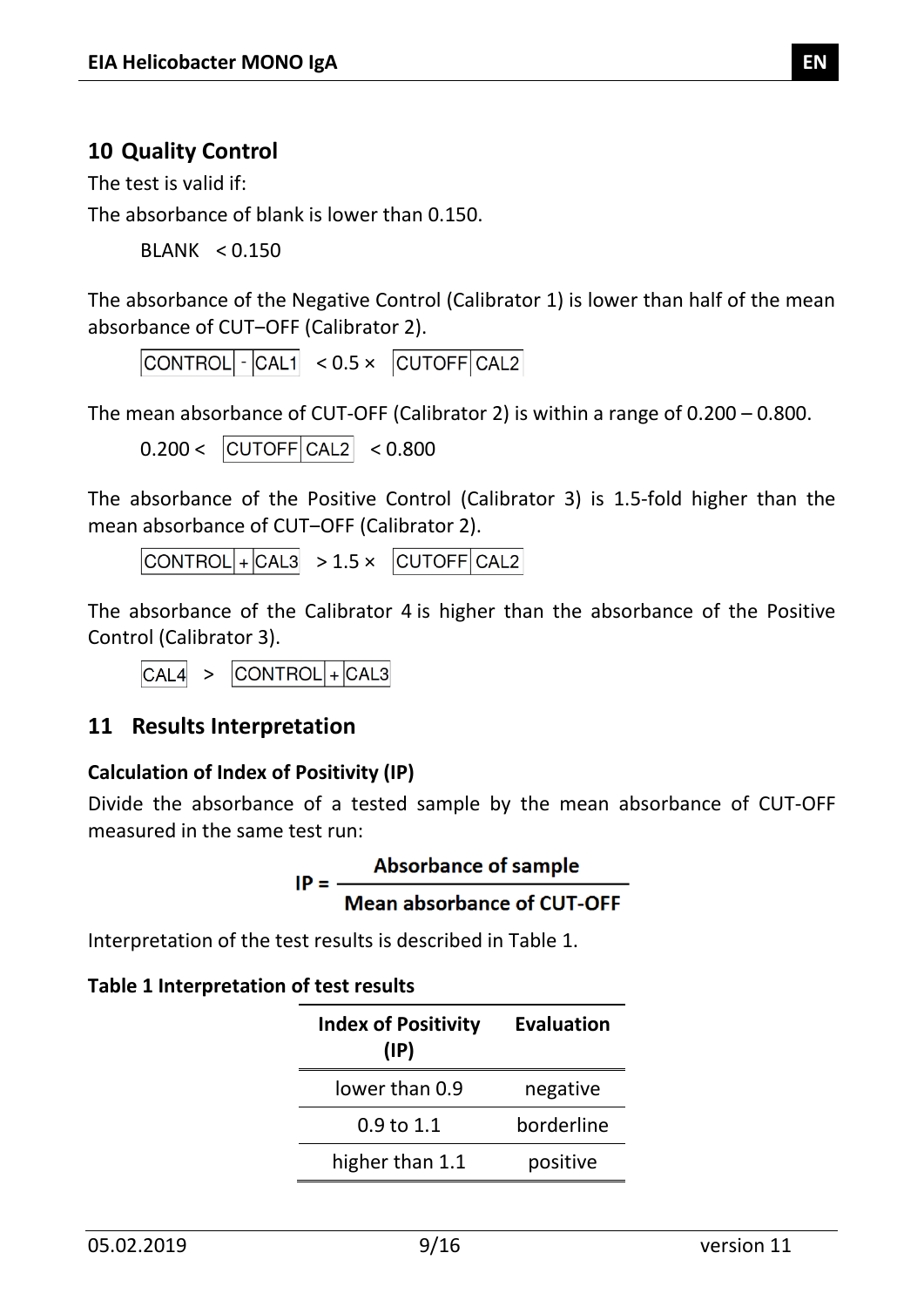## 10 Quality Control

The test is valid if:

The absorbance of blank is lower than 0.150.

BLANK < 0.150

The absorbance of the Negative Control (Calibrator 1) is lower than half of the mean absorbance of CUT–OFF (Calibrator 2).

CONTROL - CAL1 < 0.5 × CUTOFF CAL2

The mean absorbance of CUT-OFF (Calibrator 2) is within a range of 0.200 – 0.800.

0.200 < CUTOFF CAL2 < 0.800

The absorbance of the Positive Control (Calibrator 3) is 1.5-fold higher than the mean absorbance of CUT–OFF (Calibrator 2).

CONTROL + CAL3 > 1.5 × CUTOFF CAL2

The absorbance of the Calibrator 4 is higher than the absorbance of the Positive Control (Calibrator 3).

CAL4 > CONTROL + CAL3

## 11 Results Interpretation

### Calculation of Index of Positivity (IP)

Divide the absorbance of a tested sample by the mean absorbance of CUT-OFF measured in the same test run:

$$\mathbf{IP} = \frac{\textbf{Absorbance of sample}}{\textbf{Mean absorbance of CUT-OFF}}$$

Interpretation of the test results is described in Table 1.

**Table 1 Interpretation of test results**

| Index of Positivity (IP) | Evaluation |
|---|---|
| lower than 0.9 | negative |
| 0.9 to 1.1 | borderline |
| higher than 1.1 | positive |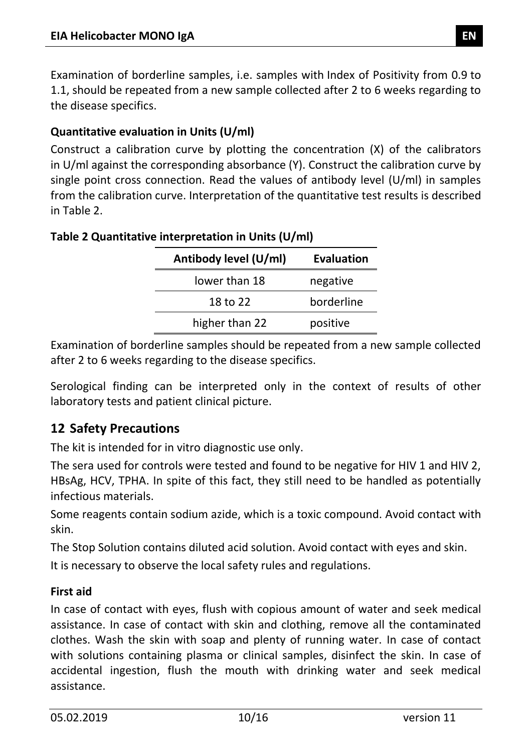Examination of borderline samples, i.e. samples with Index of Positivity from 0.9 to 1.1, should be repeated from a new sample collected after 2 to 6 weeks regarding to the disease specifics.

### Quantitative evaluation in Units (U/ml)

Construct a calibration curve by plotting the concentration (X) of the calibrators in U/ml against the corresponding absorbance (Y). Construct the calibration curve by single point cross connection. Read the values of antibody level (U/ml) in samples from the calibration curve. Interpretation of the quantitative test results is described in Table 2.

**Table 2 Quantitative interpretation in Units (U/ml)**

| Antibody level (U/ml) | Evaluation |
|---|---|
| lower than 18 | negative |
| 18 to 22 | borderline |
| higher than 22 | positive |

Examination of borderline samples should be repeated from a new sample collected after 2 to 6 weeks regarding to the disease specifics.

Serological finding can be interpreted only in the context of results of other laboratory tests and patient clinical picture.

## 12 Safety Precautions

The kit is intended for in vitro diagnostic use only.

The sera used for controls were tested and found to be negative for HIV 1 and HIV 2, HBsAg, HCV, TPHA. In spite of this fact, they still need to be handled as potentially infectious materials.

Some reagents contain sodium azide, which is a toxic compound. Avoid contact with skin.

The Stop Solution contains diluted acid solution. Avoid contact with eyes and skin.

It is necessary to observe the local safety rules and regulations.

### First aid

In case of contact with eyes, flush with copious amount of water and seek medical assistance. In case of contact with skin and clothing, remove all the contaminated clothes. Wash the skin with soap and plenty of running water. In case of contact with solutions containing plasma or clinical samples, disinfect the skin. In case of accidental ingestion, flush the mouth with drinking water and seek medical assistance.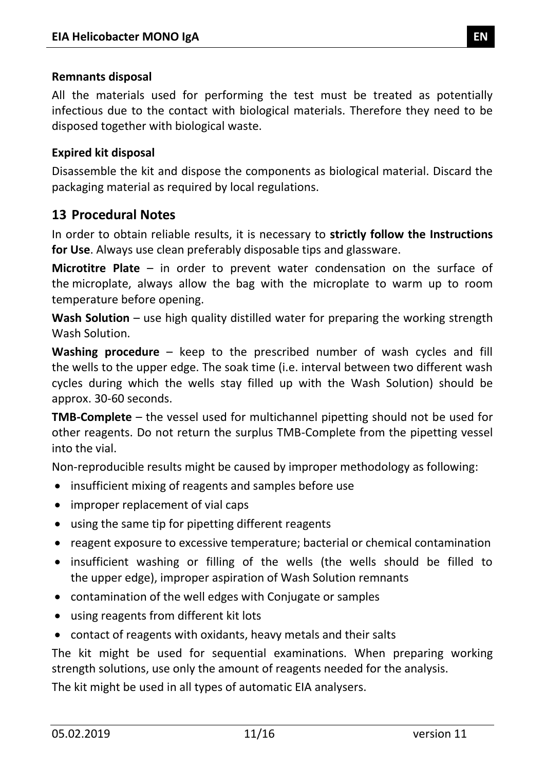**Remnants disposal**

All the materials used for performing the test must be treated as potentially infectious due to the contact with biological materials. Therefore they need to be disposed together with biological waste.

**Expired kit disposal**

Disassemble the kit and dispose the components as biological material. Discard the packaging material as required by local regulations.

## 13 Procedural Notes

In order to obtain reliable results, it is necessary to **strictly follow the Instructions for Use**. Always use clean preferably disposable tips and glassware.

**Microtitre Plate** – in order to prevent water condensation on the surface of the microplate, always allow the bag with the microplate to warm up to room temperature before opening.

**Wash Solution** – use high quality distilled water for preparing the working strength Wash Solution.

**Washing procedure** – keep to the prescribed number of wash cycles and fill the wells to the upper edge. The soak time (i.e. interval between two different wash cycles during which the wells stay filled up with the Wash Solution) should be approx. 30-60 seconds.

**TMB-Complete** – the vessel used for multichannel pipetting should not be used for other reagents. Do not return the surplus TMB-Complete from the pipetting vessel into the vial.

Non-reproducible results might be caused by improper methodology as following:

- insufficient mixing of reagents and samples before use
- improper replacement of vial caps
- using the same tip for pipetting different reagents
- reagent exposure to excessive temperature; bacterial or chemical contamination
- insufficient washing or filling of the wells (the wells should be filled to the upper edge), improper aspiration of Wash Solution remnants
- contamination of the well edges with Conjugate or samples
- using reagents from different kit lots
- contact of reagents with oxidants, heavy metals and their salts

The kit might be used for sequential examinations. When preparing working strength solutions, use only the amount of reagents needed for the analysis.

The kit might be used in all types of automatic EIA analysers.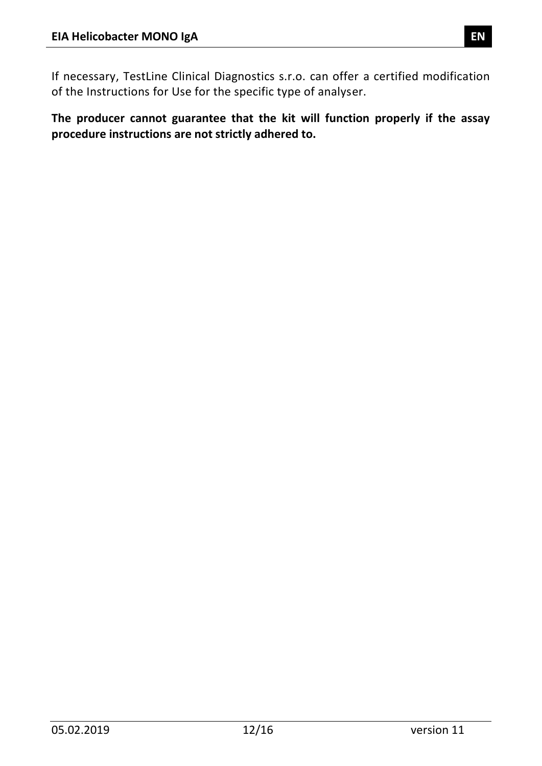If necessary, TestLine Clinical Diagnostics s.r.o. can offer a certified modification of the Instructions for Use for the specific type of analyser.

**The producer cannot guarantee that the kit will function properly if the assay procedure instructions are not strictly adhered to.**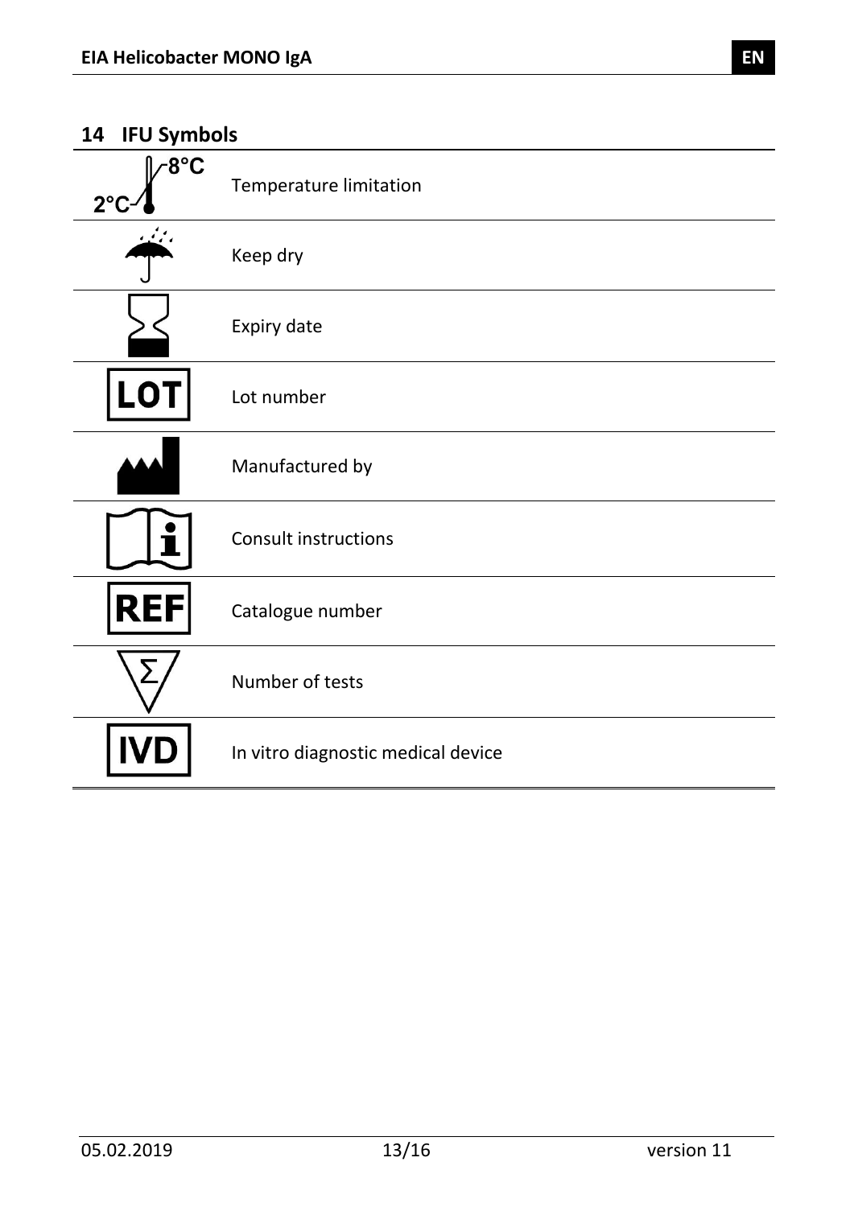## 14 IFU Symbols

| Symbol | Meaning |
|---|---|
| 2°C – 8°C | Temperature limitation |
| | Keep dry |
| | Expiry date |
| LOT | Lot number |
| | Manufactured by |
| | Consult instructions |
| REF | Catalogue number |
| Σ | Number of tests |
| IVD | In vitro diagnostic medical device |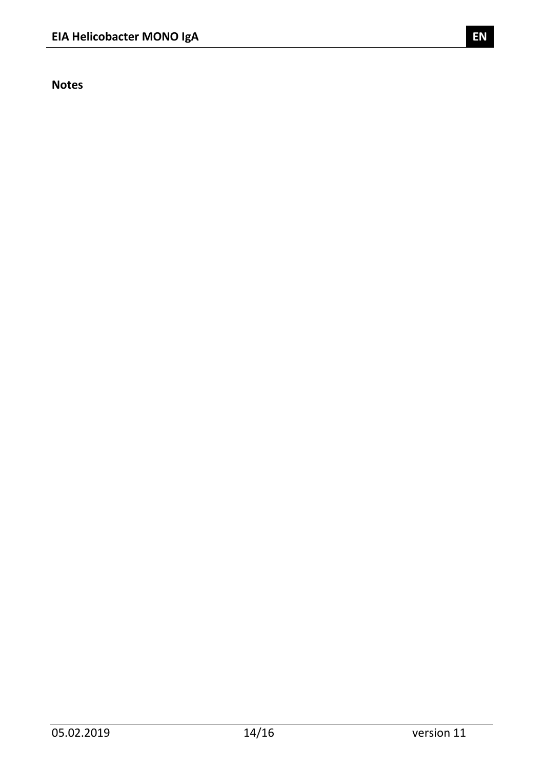**Notes**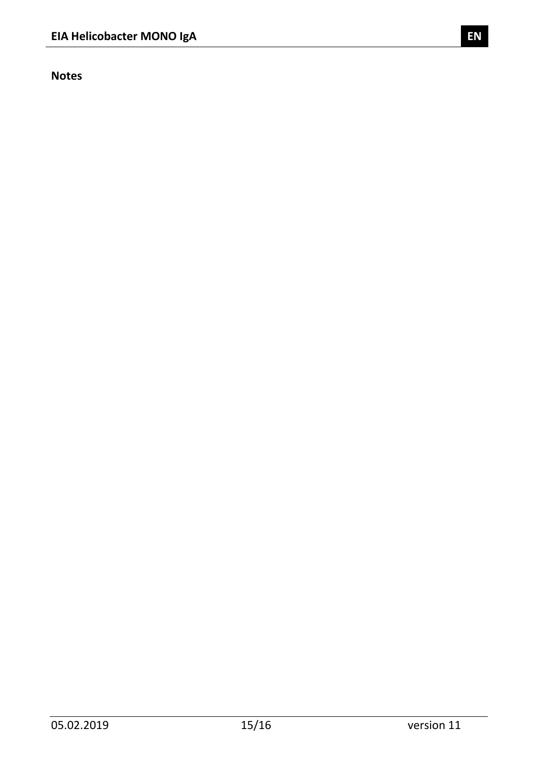**Notes**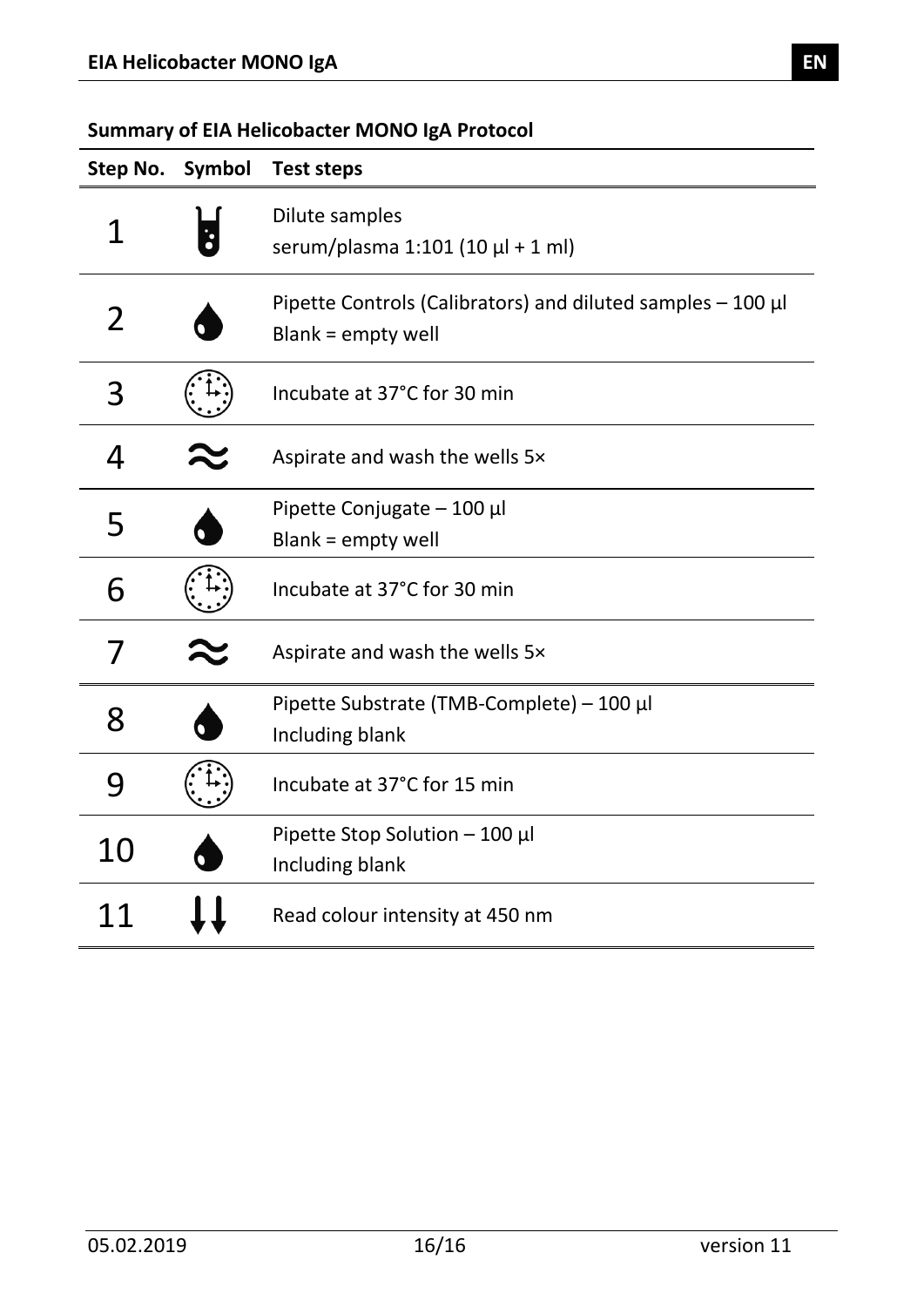## Summary of EIA Helicobacter MONO IgA Protocol

| Step No. | Symbol | Test steps |
|---|---|---|
| 1 | | Dilute samples<br>serum/plasma 1:101 (10 µl + 1 ml) |
| 2 | | Pipette Controls (Calibrators) and diluted samples – 100 µl<br>Blank = empty well |
| 3 | | Incubate at 37°C for 30 min |
| 4 | | Aspirate and wash the wells 5× |
| 5 | | Pipette Conjugate – 100 µl<br>Blank = empty well |
| 6 | | Incubate at 37°C for 30 min |
| 7 | | Aspirate and wash the wells 5× |
| 8 | | Pipette Substrate (TMB-Complete) – 100 µl<br>Including blank |
| 9 | | Incubate at 37°C for 15 min |
| 10 | | Pipette Stop Solution – 100 µl<br>Including blank |
| 11 | | Read colour intensity at 450 nm |